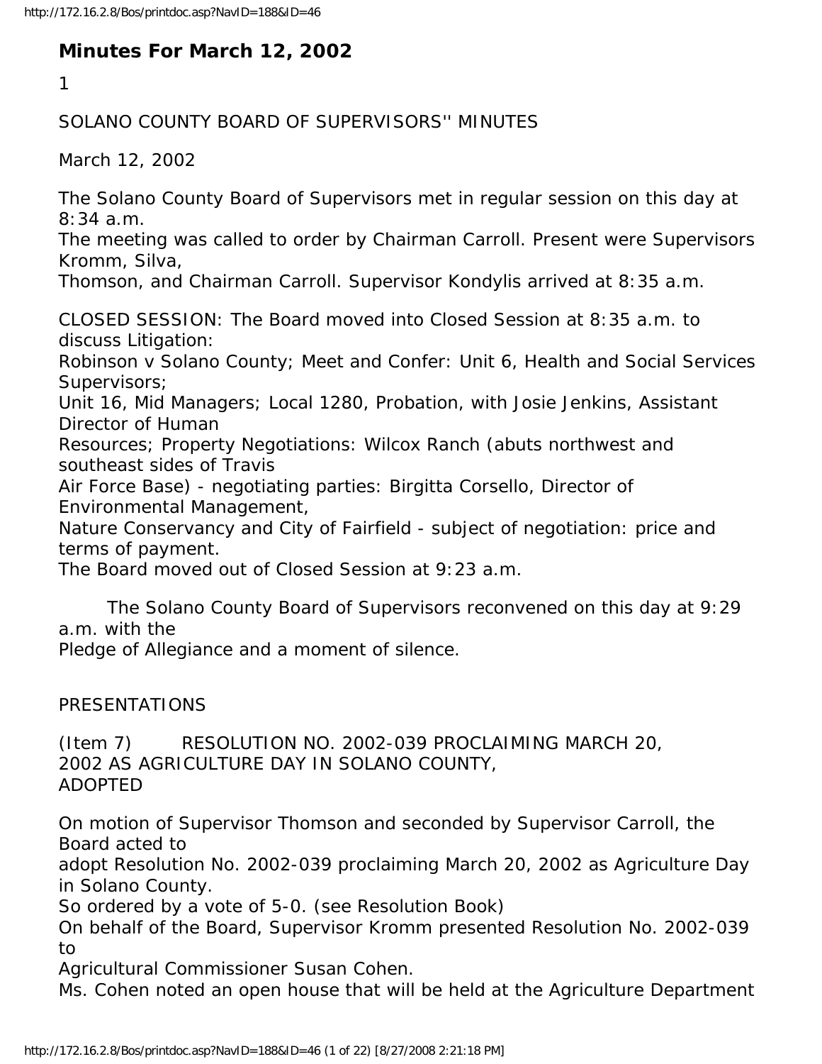# Minutes For March 12, 2002

1

SOLANO COUNTY BOARD OF SUPERVISORS'' MINUTES

March 12, 2002

The Solano County Board of Supervisors met in regular session on this day at 8:34 a.m.
The meeting was called to order by Chairman Carroll. Present were Supervisors Kromm, Silva,
Thomson, and Chairman Carroll. Supervisor Kondylis arrived at 8:35 a.m.

CLOSED SESSION: The Board moved into Closed Session at 8:35 a.m. to discuss Litigation:
Robinson v Solano County; Meet and Confer: Unit 6, Health and Social Services Supervisors;
Unit 16, Mid Managers; Local 1280, Probation, with Josie Jenkins, Assistant Director of Human
Resources; Property Negotiations: Wilcox Ranch (abuts northwest and southeast sides of Travis
Air Force Base) - negotiating parties: Birgitta Corsello, Director of Environmental Management,
Nature Conservancy and City of Fairfield - subject of negotiation: price and terms of payment.
The Board moved out of Closed Session at 9:23 a.m.

The Solano County Board of Supervisors reconvened on this day at 9:29 a.m. with the
Pledge of Allegiance and a moment of silence.

PRESENTATIONS

(Item 7) RESOLUTION NO. 2002-039 PROCLAIMING MARCH 20, 2002 AS AGRICULTURE DAY IN SOLANO COUNTY, ADOPTED

On motion of Supervisor Thomson and seconded by Supervisor Carroll, the Board acted to
adopt Resolution No. 2002-039 proclaiming March 20, 2002 as Agriculture Day in Solano County.
So ordered by a vote of 5-0. (see Resolution Book)
On behalf of the Board, Supervisor Kromm presented Resolution No. 2002-039 to
Agricultural Commissioner Susan Cohen.
Ms. Cohen noted an open house that will be held at the Agriculture Department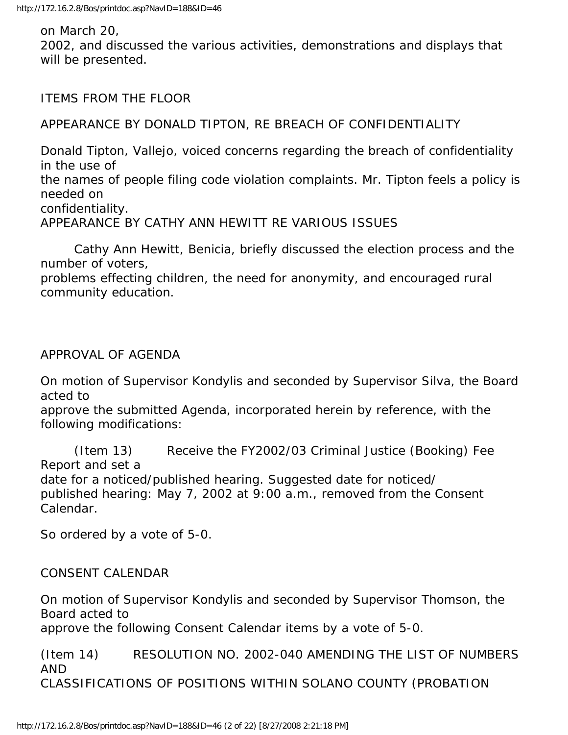on March 20, 2002, and discussed the various activities, demonstrations and displays that will be presented.

ITEMS FROM THE FLOOR

APPEARANCE BY DONALD TIPTON, RE BREACH OF CONFIDENTIALITY

Donald Tipton, Vallejo, voiced concerns regarding the breach of confidentiality in the use of the names of people filing code violation complaints. Mr. Tipton feels a policy is needed on confidentiality.

APPEARANCE BY CATHY ANN HEWITT RE VARIOUS ISSUES

Cathy Ann Hewitt, Benicia, briefly discussed the election process and the number of voters, problems effecting children, the need for anonymity, and encouraged rural community education.

APPROVAL OF AGENDA

On motion of Supervisor Kondylis and seconded by Supervisor Silva, the Board acted to approve the submitted Agenda, incorporated herein by reference, with the following modifications:

(Item 13) Receive the FY2002/03 Criminal Justice (Booking) Fee Report and set a date for a noticed/published hearing. Suggested date for noticed/ published hearing: May 7, 2002 at 9:00 a.m., removed from the Consent Calendar.

So ordered by a vote of 5-0.

CONSENT CALENDAR

On motion of Supervisor Kondylis and seconded by Supervisor Thomson, the Board acted to approve the following Consent Calendar items by a vote of 5-0.

(Item 14) RESOLUTION NO. 2002-040 AMENDING THE LIST OF NUMBERS AND CLASSIFICATIONS OF POSITIONS WITHIN SOLANO COUNTY (PROBATION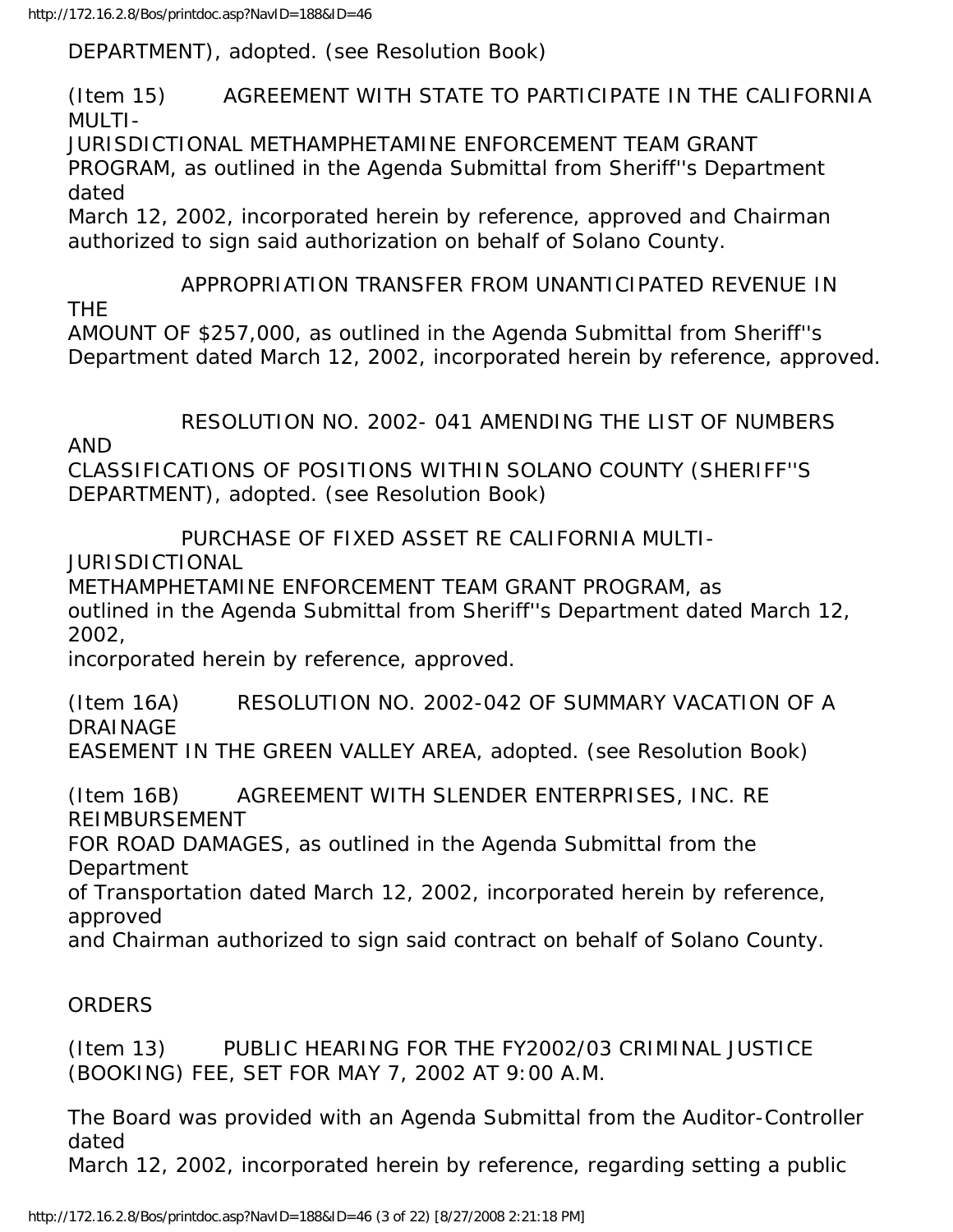DEPARTMENT), adopted. (see Resolution Book)

(Item 15) AGREEMENT WITH STATE TO PARTICIPATE IN THE CALIFORNIA MULTI-JURISDICTIONAL METHAMPHETAMINE ENFORCEMENT TEAM GRANT PROGRAM, as outlined in the Agenda Submittal from Sheriff''s Department dated March 12, 2002, incorporated herein by reference, approved and Chairman authorized to sign said authorization on behalf of Solano County.

APPROPRIATION TRANSFER FROM UNANTICIPATED REVENUE IN THE AMOUNT OF $257,000, as outlined in the Agenda Submittal from Sheriff''s Department dated March 12, 2002, incorporated herein by reference, approved.

RESOLUTION NO. 2002- 041 AMENDING THE LIST OF NUMBERS AND CLASSIFICATIONS OF POSITIONS WITHIN SOLANO COUNTY (SHERIFF''S DEPARTMENT), adopted. (see Resolution Book)

PURCHASE OF FIXED ASSET RE CALIFORNIA MULTI-JURISDICTIONAL METHAMPHETAMINE ENFORCEMENT TEAM GRANT PROGRAM, as outlined in the Agenda Submittal from Sheriff''s Department dated March 12, 2002, incorporated herein by reference, approved.

(Item 16A) RESOLUTION NO. 2002-042 OF SUMMARY VACATION OF A DRAINAGE EASEMENT IN THE GREEN VALLEY AREA, adopted. (see Resolution Book)

(Item 16B) AGREEMENT WITH SLENDER ENTERPRISES, INC. RE REIMBURSEMENT FOR ROAD DAMAGES, as outlined in the Agenda Submittal from the Department of Transportation dated March 12, 2002, incorporated herein by reference, approved and Chairman authorized to sign said contract on behalf of Solano County.

ORDERS

(Item 13) PUBLIC HEARING FOR THE FY2002/03 CRIMINAL JUSTICE (BOOKING) FEE, SET FOR MAY 7, 2002 AT 9:00 A.M.

The Board was provided with an Agenda Submittal from the Auditor-Controller dated March 12, 2002, incorporated herein by reference, regarding setting a public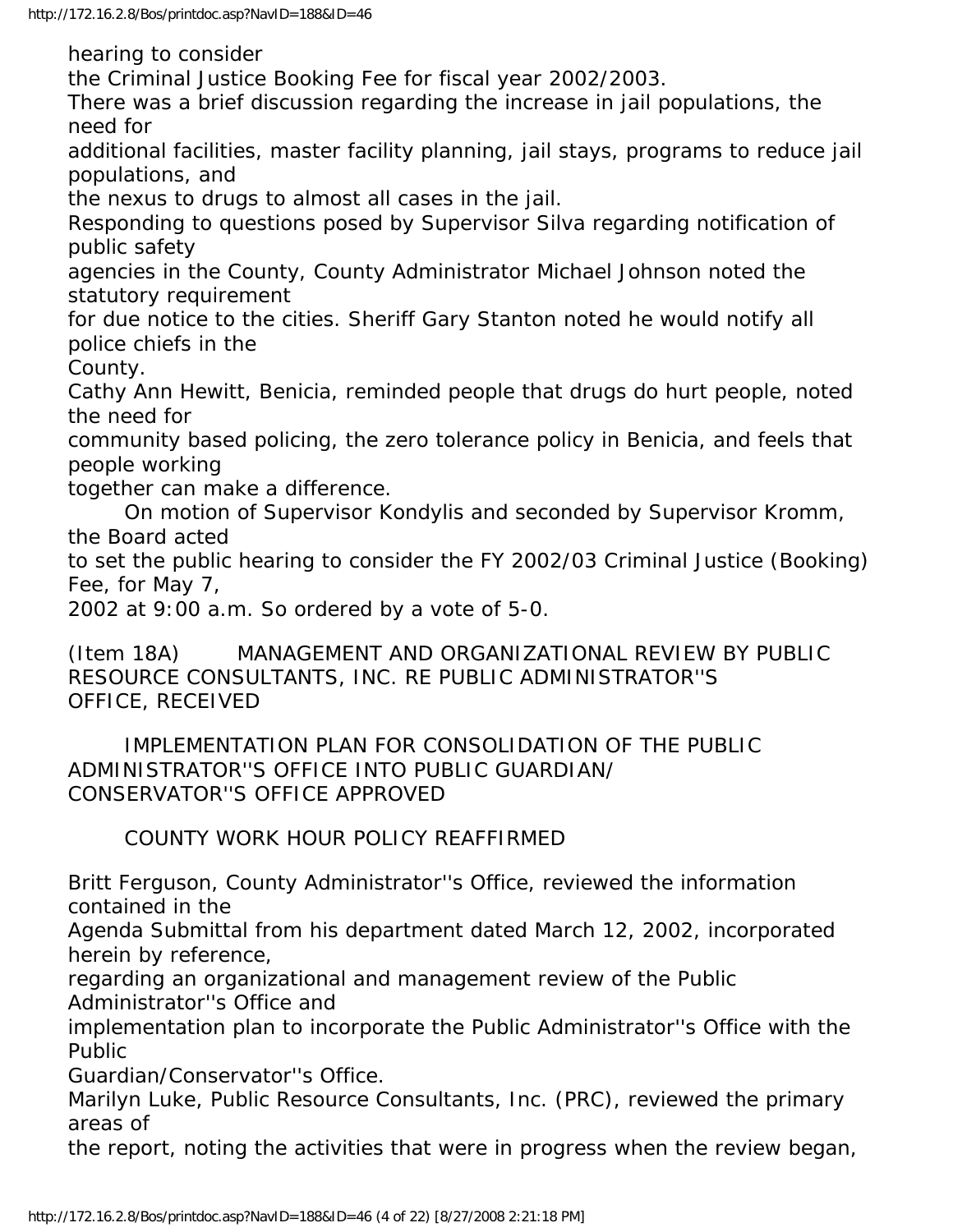hearing to consider
the Criminal Justice Booking Fee for fiscal year 2002/2003.
There was a brief discussion regarding the increase in jail populations, the need for
additional facilities, master facility planning, jail stays, programs to reduce jail populations, and
the nexus to drugs to almost all cases in the jail.
Responding to questions posed by Supervisor Silva regarding notification of public safety
agencies in the County, County Administrator Michael Johnson noted the statutory requirement
for due notice to the cities. Sheriff Gary Stanton noted he would notify all police chiefs in the
County.
Cathy Ann Hewitt, Benicia, reminded people that drugs do hurt people, noted the need for
community based policing, the zero tolerance policy in Benicia, and feels that people working
together can make a difference.

On motion of Supervisor Kondylis and seconded by Supervisor Kromm, the Board acted
to set the public hearing to consider the FY 2002/03 Criminal Justice (Booking) Fee, for May 7,
2002 at 9:00 a.m. So ordered by a vote of 5-0.

(Item 18A) MANAGEMENT AND ORGANIZATIONAL REVIEW BY PUBLIC RESOURCE CONSULTANTS, INC. RE PUBLIC ADMINISTRATOR''S OFFICE, RECEIVED

IMPLEMENTATION PLAN FOR CONSOLIDATION OF THE PUBLIC ADMINISTRATOR''S OFFICE INTO PUBLIC GUARDIAN/ CONSERVATOR''S OFFICE APPROVED

COUNTY WORK HOUR POLICY REAFFIRMED

Britt Ferguson, County Administrator''s Office, reviewed the information contained in the
Agenda Submittal from his department dated March 12, 2002, incorporated herein by reference,
regarding an organizational and management review of the Public Administrator''s Office and
implementation plan to incorporate the Public Administrator''s Office with the Public
Guardian/Conservator''s Office.
Marilyn Luke, Public Resource Consultants, Inc. (PRC), reviewed the primary areas of
the report, noting the activities that were in progress when the review began,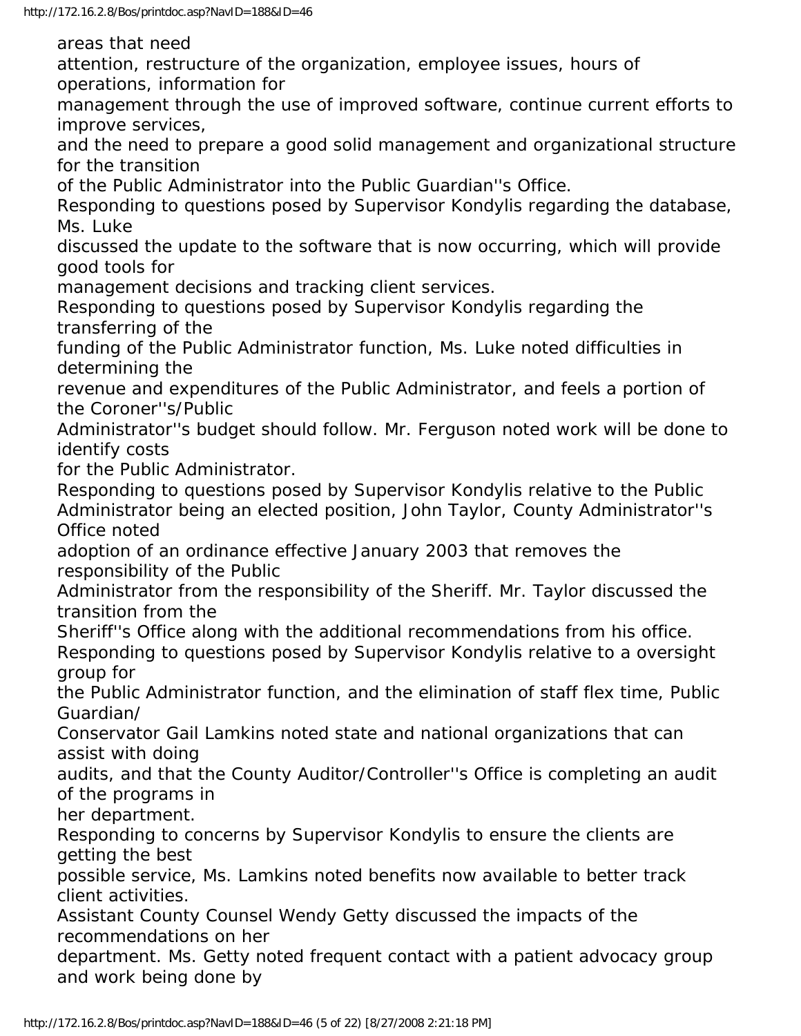areas that need attention, restructure of the organization, employee issues, hours of operations, information for management through the use of improved software, continue current efforts to improve services, and the need to prepare a good solid management and organizational structure for the transition of the Public Administrator into the Public Guardian''s Office.

Responding to questions posed by Supervisor Kondylis regarding the database, Ms. Luke discussed the update to the software that is now occurring, which will provide good tools for management decisions and tracking client services.

Responding to questions posed by Supervisor Kondylis regarding the transferring of the funding of the Public Administrator function, Ms. Luke noted difficulties in determining the revenue and expenditures of the Public Administrator, and feels a portion of the Coroner''s/Public Administrator''s budget should follow. Mr. Ferguson noted work will be done to identify costs for the Public Administrator.

Responding to questions posed by Supervisor Kondylis relative to the Public Administrator being an elected position, John Taylor, County Administrator''s Office noted adoption of an ordinance effective January 2003 that removes the responsibility of the Public Administrator from the responsibility of the Sheriff. Mr. Taylor discussed the transition from the Sheriff''s Office along with the additional recommendations from his office.

Responding to questions posed by Supervisor Kondylis relative to a oversight group for the Public Administrator function, and the elimination of staff flex time, Public Guardian/ Conservator Gail Lamkins noted state and national organizations that can assist with doing audits, and that the County Auditor/Controller''s Office is completing an audit of the programs in her department.

Responding to concerns by Supervisor Kondylis to ensure the clients are getting the best possible service, Ms. Lamkins noted benefits now available to better track client activities.

Assistant County Counsel Wendy Getty discussed the impacts of the recommendations on her department. Ms. Getty noted frequent contact with a patient advocacy group and work being done by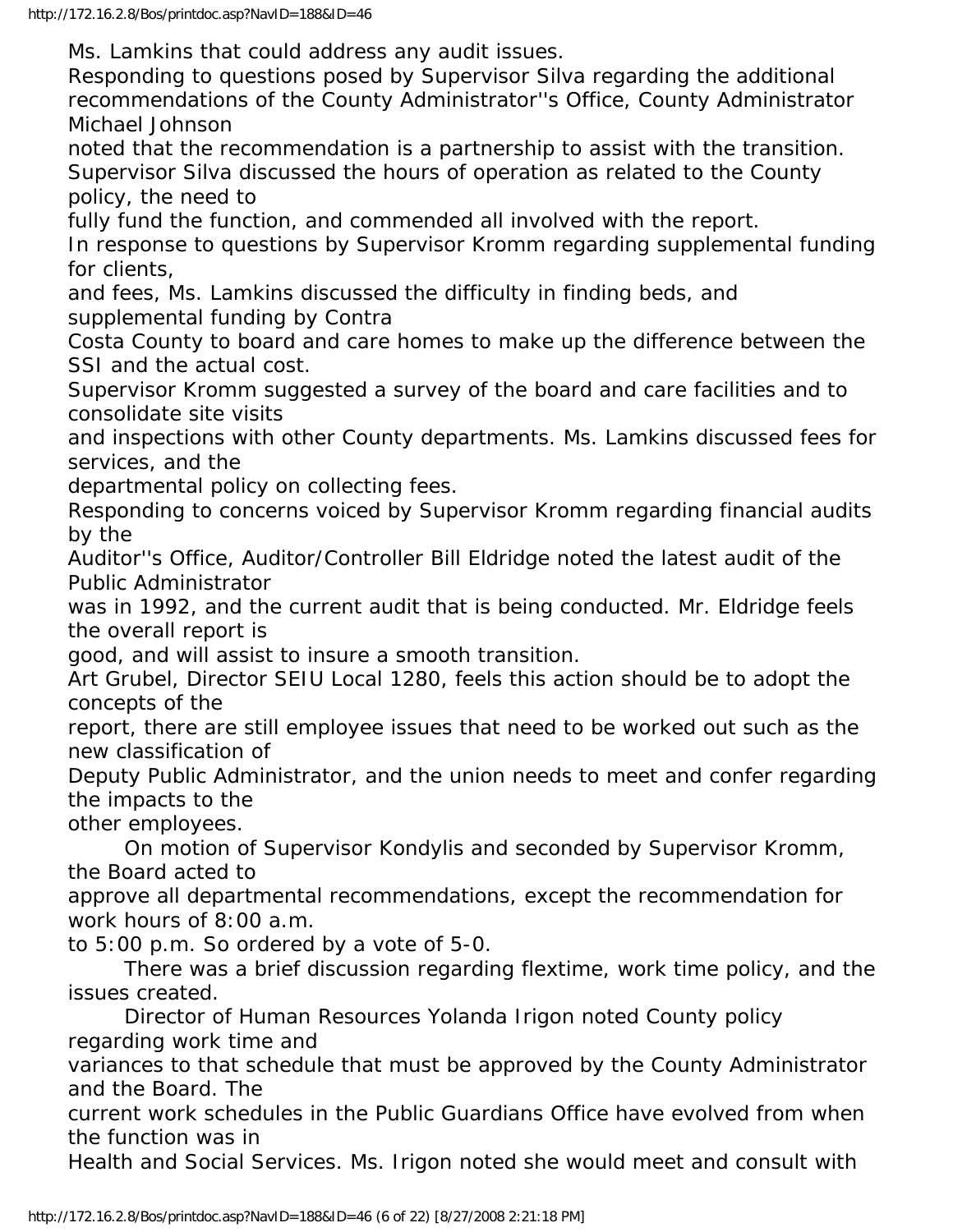Ms. Lamkins that could address any audit issues.

Responding to questions posed by Supervisor Silva regarding the additional recommendations of the County Administrator''s Office, County Administrator Michael Johnson noted that the recommendation is a partnership to assist with the transition.

Supervisor Silva discussed the hours of operation as related to the County policy, the need to fully fund the function, and commended all involved with the report.

In response to questions by Supervisor Kromm regarding supplemental funding for clients, and fees, Ms. Lamkins discussed the difficulty in finding beds, and supplemental funding by Contra Costa County to board and care homes to make up the difference between the SSI and the actual cost.

Supervisor Kromm suggested a survey of the board and care facilities and to consolidate site visits and inspections with other County departments. Ms. Lamkins discussed fees for services, and the departmental policy on collecting fees.

Responding to concerns voiced by Supervisor Kromm regarding financial audits by the Auditor''s Office, Auditor/Controller Bill Eldridge noted the latest audit of the Public Administrator was in 1992, and the current audit that is being conducted. Mr. Eldridge feels the overall report is good, and will assist to insure a smooth transition.

Art Grubel, Director SEIU Local 1280, feels this action should be to adopt the concepts of the report, there are still employee issues that need to be worked out such as the new classification of Deputy Public Administrator, and the union needs to meet and confer regarding the impacts to the other employees.

On motion of Supervisor Kondylis and seconded by Supervisor Kromm, the Board acted to approve all departmental recommendations, except the recommendation for work hours of 8:00 a.m. to 5:00 p.m. So ordered by a vote of 5-0.

There was a brief discussion regarding flextime, work time policy, and the issues created.

Director of Human Resources Yolanda Irigon noted County policy regarding work time and variances to that schedule that must be approved by the County Administrator and the Board. The current work schedules in the Public Guardians Office have evolved from when the function was in Health and Social Services. Ms. Irigon noted she would meet and consult with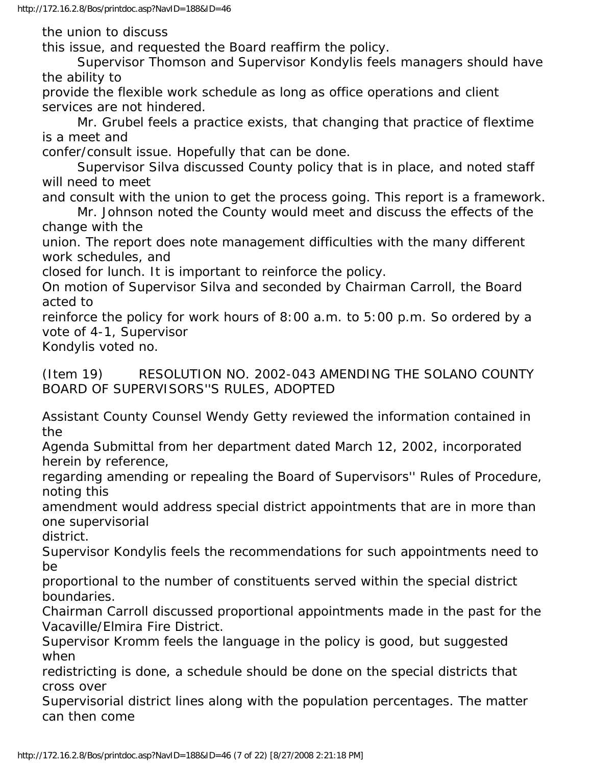the union to discuss this issue, and requested the Board reaffirm the policy.

Supervisor Thomson and Supervisor Kondylis feels managers should have the ability to provide the flexible work schedule as long as office operations and client services are not hindered.

Mr. Grubel feels a practice exists, that changing that practice of flextime is a meet and confer/consult issue. Hopefully that can be done.

Supervisor Silva discussed County policy that is in place, and noted staff will need to meet and consult with the union to get the process going. This report is a framework.

Mr. Johnson noted the County would meet and discuss the effects of the change with the union. The report does note management difficulties with the many different work schedules, and closed for lunch. It is important to reinforce the policy.

On motion of Supervisor Silva and seconded by Chairman Carroll, the Board acted to reinforce the policy for work hours of 8:00 a.m. to 5:00 p.m. So ordered by a vote of 4-1, Supervisor Kondylis voted no.

(Item 19) RESOLUTION NO. 2002-043 AMENDING THE SOLANO COUNTY BOARD OF SUPERVISORS''S RULES, ADOPTED

Assistant County Counsel Wendy Getty reviewed the information contained in the Agenda Submittal from her department dated March 12, 2002, incorporated herein by reference, regarding amending or repealing the Board of Supervisors'' Rules of Procedure, noting this amendment would address special district appointments that are in more than one supervisorial district.

Supervisor Kondylis feels the recommendations for such appointments need to be proportional to the number of constituents served within the special district boundaries.

Chairman Carroll discussed proportional appointments made in the past for the Vacaville/Elmira Fire District.

Supervisor Kromm feels the language in the policy is good, but suggested when redistricting is done, a schedule should be done on the special districts that cross over Supervisorial district lines along with the population percentages. The matter can then come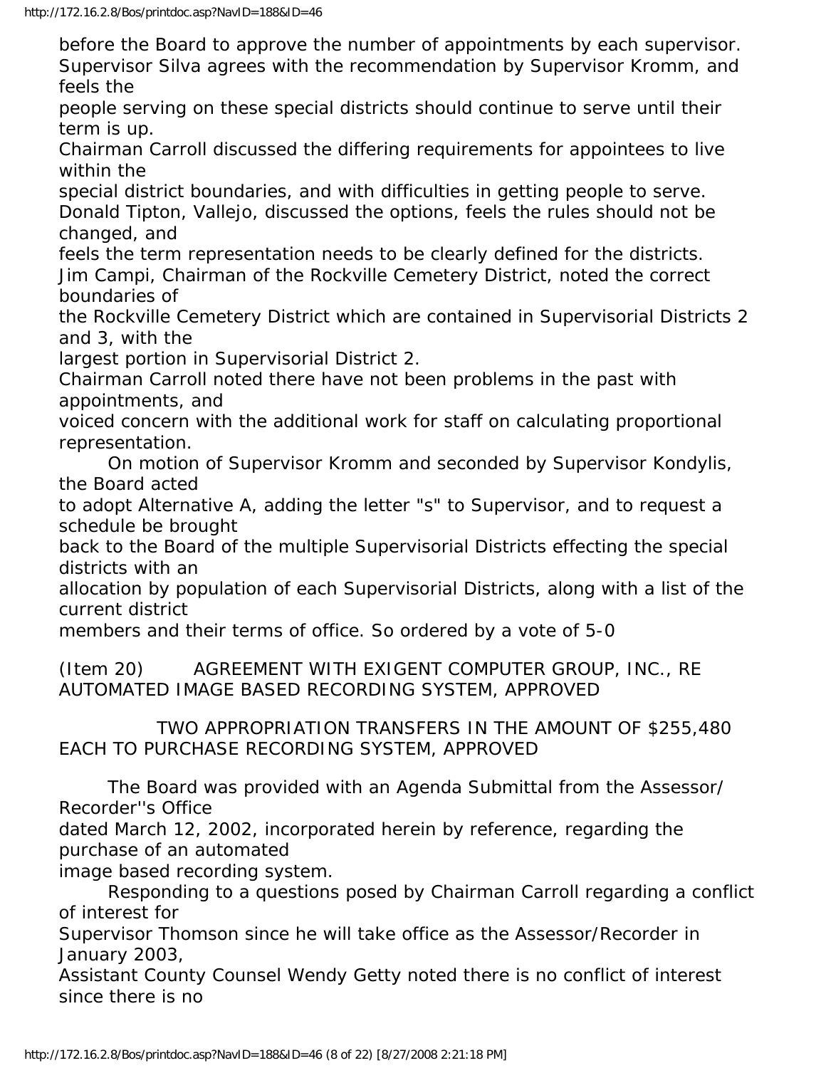before the Board to approve the number of appointments by each supervisor.
Supervisor Silva agrees with the recommendation by Supervisor Kromm, and feels the people serving on these special districts should continue to serve until their term is up.
Chairman Carroll discussed the differing requirements for appointees to live within the special district boundaries, and with difficulties in getting people to serve.
Donald Tipton, Vallejo, discussed the options, feels the rules should not be changed, and feels the term representation needs to be clearly defined for the districts.
Jim Campi, Chairman of the Rockville Cemetery District, noted the correct boundaries of the Rockville Cemetery District which are contained in Supervisorial Districts 2 and 3, with the largest portion in Supervisorial District 2.
Chairman Carroll noted there have not been problems in the past with appointments, and voiced concern with the additional work for staff on calculating proportional representation.

On motion of Supervisor Kromm and seconded by Supervisor Kondylis, the Board acted to adopt Alternative A, adding the letter "s" to Supervisor, and to request a schedule be brought back to the Board of the multiple Supervisorial Districts effecting the special districts with an allocation by population of each Supervisorial Districts, along with a list of the current district members and their terms of office. So ordered by a vote of 5-0

(Item 20) AGREEMENT WITH EXIGENT COMPUTER GROUP, INC., RE AUTOMATED IMAGE BASED RECORDING SYSTEM, APPROVED

TWO APPROPRIATION TRANSFERS IN THE AMOUNT OF $255,480 EACH TO PURCHASE RECORDING SYSTEM, APPROVED

The Board was provided with an Agenda Submittal from the Assessor/ Recorder''s Office dated March 12, 2002, incorporated herein by reference, regarding the purchase of an automated image based recording system.

Responding to a questions posed by Chairman Carroll regarding a conflict of interest for Supervisor Thomson since he will take office as the Assessor/Recorder in January 2003, Assistant County Counsel Wendy Getty noted there is no conflict of interest since there is no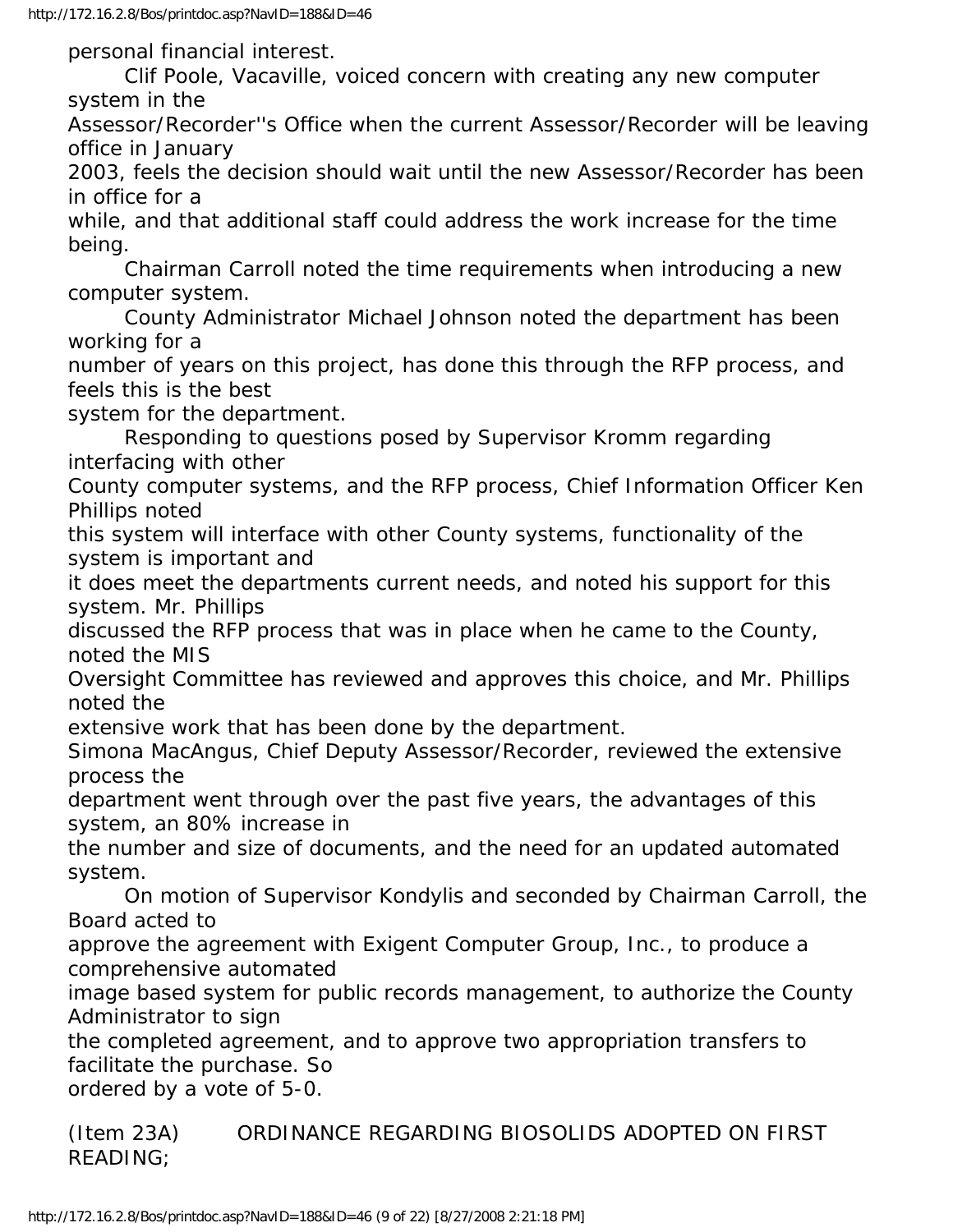personal financial interest.

Clif Poole, Vacaville, voiced concern with creating any new computer system in the Assessor/Recorder''s Office when the current Assessor/Recorder will be leaving office in January 2003, feels the decision should wait until the new Assessor/Recorder has been in office for a while, and that additional staff could address the work increase for the time being.

Chairman Carroll noted the time requirements when introducing a new computer system.

County Administrator Michael Johnson noted the department has been working for a number of years on this project, has done this through the RFP process, and feels this is the best system for the department.

Responding to questions posed by Supervisor Kromm regarding interfacing with other County computer systems, and the RFP process, Chief Information Officer Ken Phillips noted this system will interface with other County systems, functionality of the system is important and it does meet the departments current needs, and noted his support for this system. Mr. Phillips discussed the RFP process that was in place when he came to the County, noted the MIS Oversight Committee has reviewed and approves this choice, and Mr. Phillips noted the extensive work that has been done by the department.

Simona MacAngus, Chief Deputy Assessor/Recorder, reviewed the extensive process the department went through over the past five years, the advantages of this system, an 80% increase in the number and size of documents, and the need for an updated automated system.

On motion of Supervisor Kondylis and seconded by Chairman Carroll, the Board acted to approve the agreement with Exigent Computer Group, Inc., to produce a comprehensive automated image based system for public records management, to authorize the County Administrator to sign the completed agreement, and to approve two appropriation transfers to facilitate the purchase. So ordered by a vote of 5-0.

(Item 23A) ORDINANCE REGARDING BIOSOLIDS ADOPTED ON FIRST READING;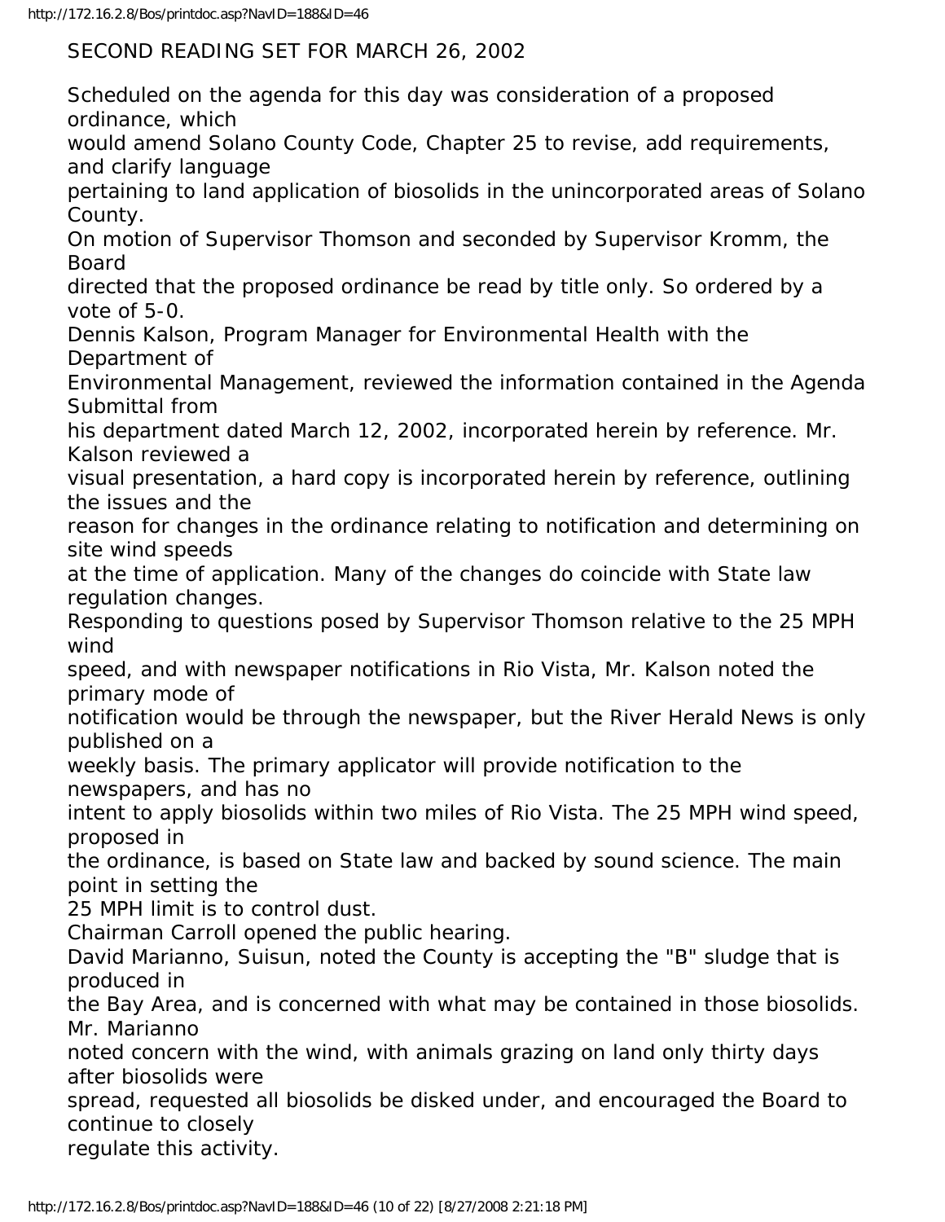SECOND READING SET FOR MARCH 26, 2002

Scheduled on the agenda for this day was consideration of a proposed ordinance, which would amend Solano County Code, Chapter 25 to revise, add requirements, and clarify language pertaining to land application of biosolids in the unincorporated areas of Solano County.

On motion of Supervisor Thomson and seconded by Supervisor Kromm, the Board directed that the proposed ordinance be read by title only. So ordered by a vote of 5-0.

Dennis Kalson, Program Manager for Environmental Health with the Department of Environmental Management, reviewed the information contained in the Agenda Submittal from his department dated March 12, 2002, incorporated herein by reference. Mr. Kalson reviewed a visual presentation, a hard copy is incorporated herein by reference, outlining the issues and the reason for changes in the ordinance relating to notification and determining on site wind speeds at the time of application. Many of the changes do coincide with State law regulation changes.

Responding to questions posed by Supervisor Thomson relative to the 25 MPH wind speed, and with newspaper notifications in Rio Vista, Mr. Kalson noted the primary mode of notification would be through the newspaper, but the River Herald News is only published on a weekly basis. The primary applicator will provide notification to the newspapers, and has no intent to apply biosolids within two miles of Rio Vista. The 25 MPH wind speed, proposed in the ordinance, is based on State law and backed by sound science. The main point in setting the 25 MPH limit is to control dust.

Chairman Carroll opened the public hearing.

David Marianno, Suisun, noted the County is accepting the "B" sludge that is produced in the Bay Area, and is concerned with what may be contained in those biosolids. Mr. Marianno noted concern with the wind, with animals grazing on land only thirty days after biosolids were spread, requested all biosolids be disked under, and encouraged the Board to continue to closely regulate this activity.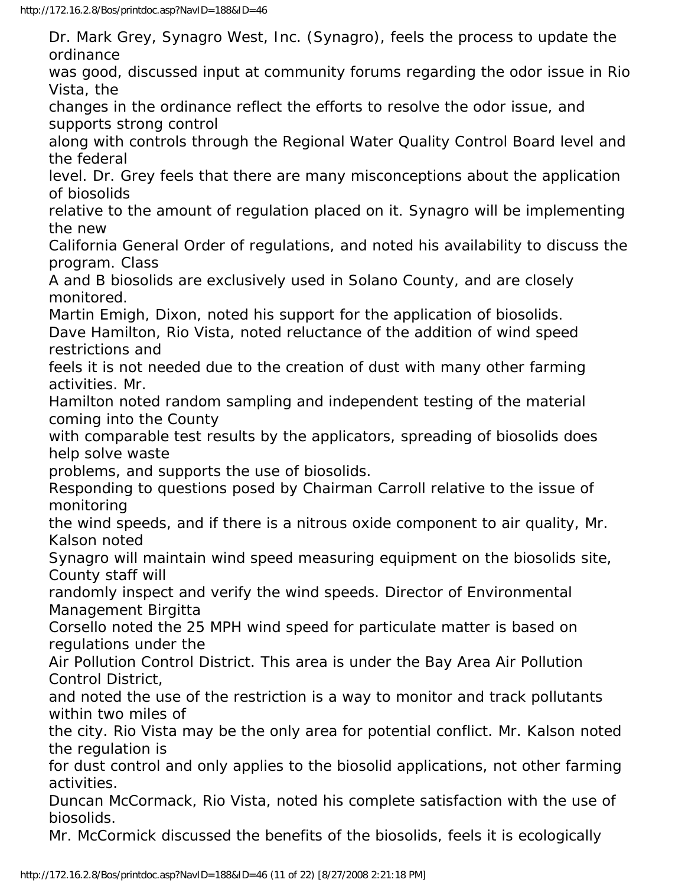Dr. Mark Grey, Synagro West, Inc. (Synagro), feels the process to update the ordinance was good, discussed input at community forums regarding the odor issue in Rio Vista, the changes in the ordinance reflect the efforts to resolve the odor issue, and supports strong control along with controls through the Regional Water Quality Control Board level and the federal level. Dr. Grey feels that there are many misconceptions about the application of biosolids relative to the amount of regulation placed on it. Synagro will be implementing the new California General Order of regulations, and noted his availability to discuss the program. Class A and B biosolids are exclusively used in Solano County, and are closely monitored.

Martin Emigh, Dixon, noted his support for the application of biosolids.

Dave Hamilton, Rio Vista, noted reluctance of the addition of wind speed restrictions and feels it is not needed due to the creation of dust with many other farming activities. Mr. Hamilton noted random sampling and independent testing of the material coming into the County with comparable test results by the applicators, spreading of biosolids does help solve waste problems, and supports the use of biosolids.

Responding to questions posed by Chairman Carroll relative to the issue of monitoring the wind speeds, and if there is a nitrous oxide component to air quality, Mr. Kalson noted Synagro will maintain wind speed measuring equipment on the biosolids site, County staff will randomly inspect and verify the wind speeds. Director of Environmental Management Birgitta Corsello noted the 25 MPH wind speed for particulate matter is based on regulations under the Air Pollution Control District. This area is under the Bay Area Air Pollution Control District, and noted the use of the restriction is a way to monitor and track pollutants within two miles of the city. Rio Vista may be the only area for potential conflict. Mr. Kalson noted the regulation is for dust control and only applies to the biosolid applications, not other farming activities.

Duncan McCormack, Rio Vista, noted his complete satisfaction with the use of biosolids. Mr. McCormick discussed the benefits of the biosolids, feels it is ecologically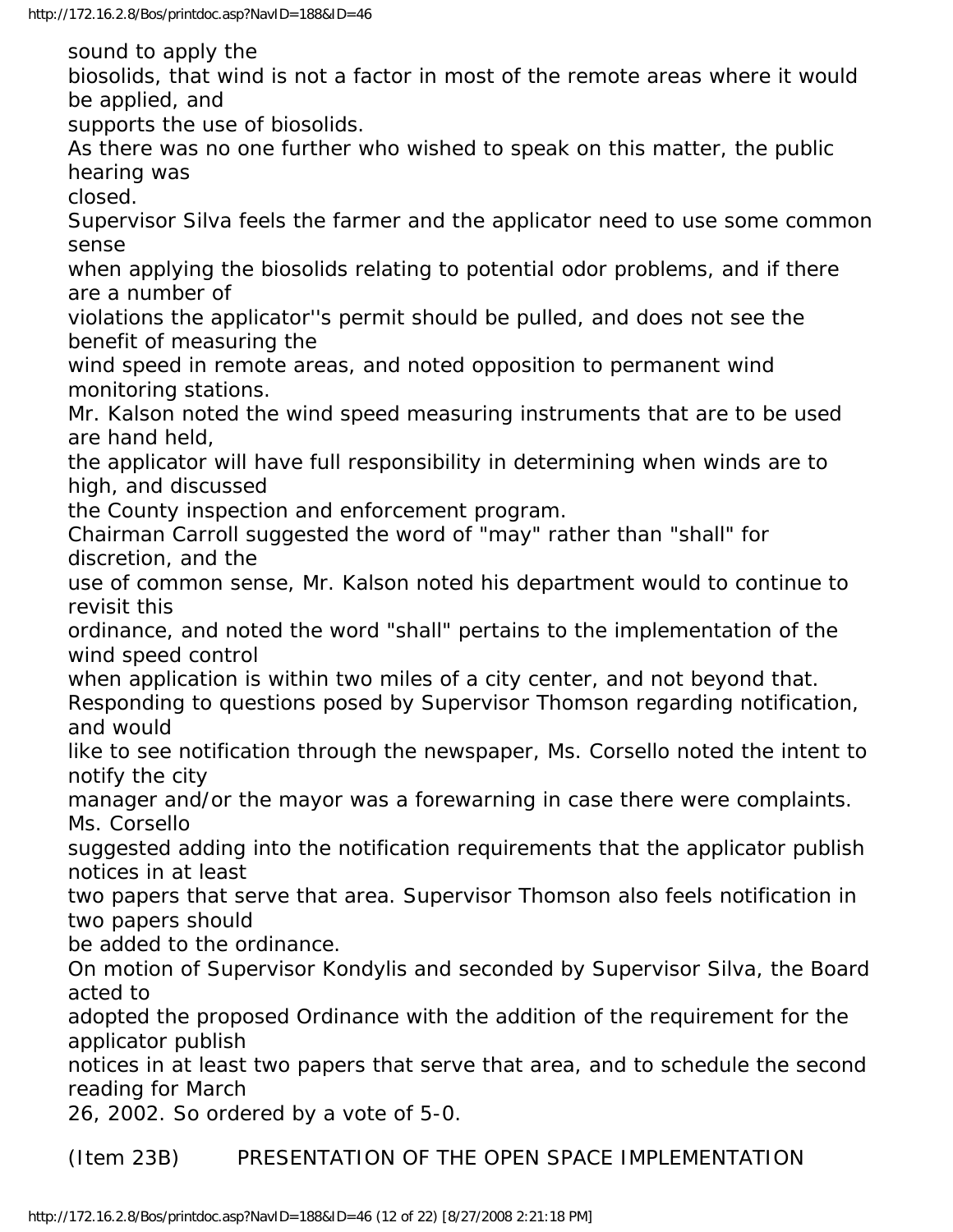sound to apply the biosolids, that wind is not a factor in most of the remote areas where it would be applied, and supports the use of biosolids.

As there was no one further who wished to speak on this matter, the public hearing was closed.

Supervisor Silva feels the farmer and the applicator need to use some common sense when applying the biosolids relating to potential odor problems, and if there are a number of violations the applicator''s permit should be pulled, and does not see the benefit of measuring the wind speed in remote areas, and noted opposition to permanent wind monitoring stations.

Mr. Kalson noted the wind speed measuring instruments that are to be used are hand held, the applicator will have full responsibility in determining when winds are to high, and discussed the County inspection and enforcement program.

Chairman Carroll suggested the word of "may" rather than "shall" for discretion, and the use of common sense, Mr. Kalson noted his department would to continue to revisit this ordinance, and noted the word "shall" pertains to the implementation of the wind speed control when application is within two miles of a city center, and not beyond that.

Responding to questions posed by Supervisor Thomson regarding notification, and would like to see notification through the newspaper, Ms. Corsello noted the intent to notify the city manager and/or the mayor was a forewarning in case there were complaints. Ms. Corsello suggested adding into the notification requirements that the applicator publish notices in at least two papers that serve that area. Supervisor Thomson also feels notification in two papers should be added to the ordinance.

On motion of Supervisor Kondylis and seconded by Supervisor Silva, the Board acted to adopted the proposed Ordinance with the addition of the requirement for the applicator publish notices in at least two papers that serve that area, and to schedule the second reading for March 26, 2002. So ordered by a vote of 5-0.

(Item 23B) PRESENTATION OF THE OPEN SPACE IMPLEMENTATION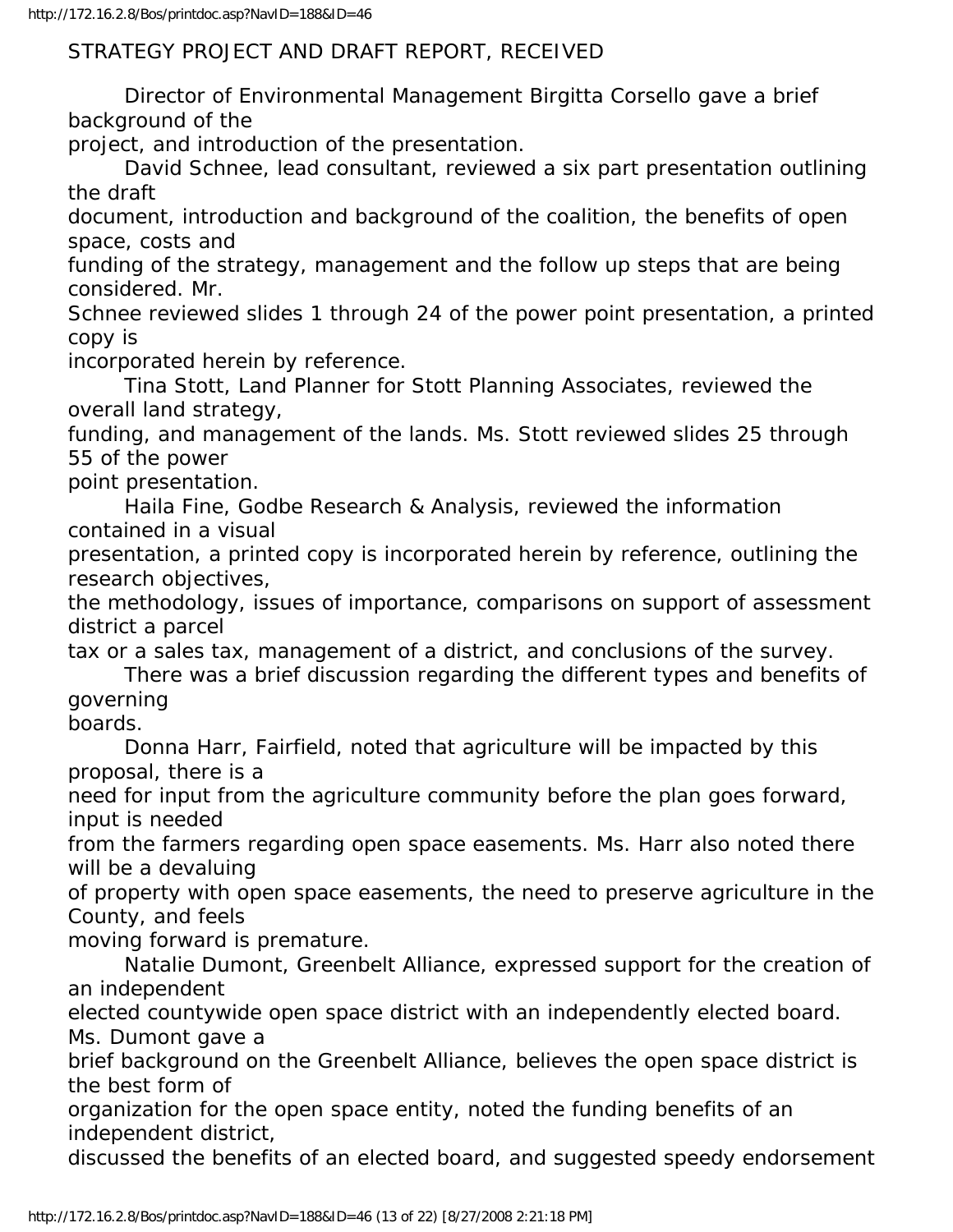STRATEGY PROJECT AND DRAFT REPORT, RECEIVED

Director of Environmental Management Birgitta Corsello gave a brief background of the project, and introduction of the presentation.

David Schnee, lead consultant, reviewed a six part presentation outlining the draft document, introduction and background of the coalition, the benefits of open space, costs and funding of the strategy, management and the follow up steps that are being considered. Mr. Schnee reviewed slides 1 through 24 of the power point presentation, a printed copy is incorporated herein by reference.

Tina Stott, Land Planner for Stott Planning Associates, reviewed the overall land strategy, funding, and management of the lands. Ms. Stott reviewed slides 25 through 55 of the power point presentation.

Haila Fine, Godbe Research & Analysis, reviewed the information contained in a visual presentation, a printed copy is incorporated herein by reference, outlining the research objectives, the methodology, issues of importance, comparisons on support of assessment district a parcel tax or a sales tax, management of a district, and conclusions of the survey.

There was a brief discussion regarding the different types and benefits of governing boards.

Donna Harr, Fairfield, noted that agriculture will be impacted by this proposal, there is a need for input from the agriculture community before the plan goes forward, input is needed from the farmers regarding open space easements. Ms. Harr also noted there will be a devaluing of property with open space easements, the need to preserve agriculture in the County, and feels moving forward is premature.

Natalie Dumont, Greenbelt Alliance, expressed support for the creation of an independent elected countywide open space district with an independently elected board. Ms. Dumont gave a brief background on the Greenbelt Alliance, believes the open space district is the best form of organization for the open space entity, noted the funding benefits of an independent district, discussed the benefits of an elected board, and suggested speedy endorsement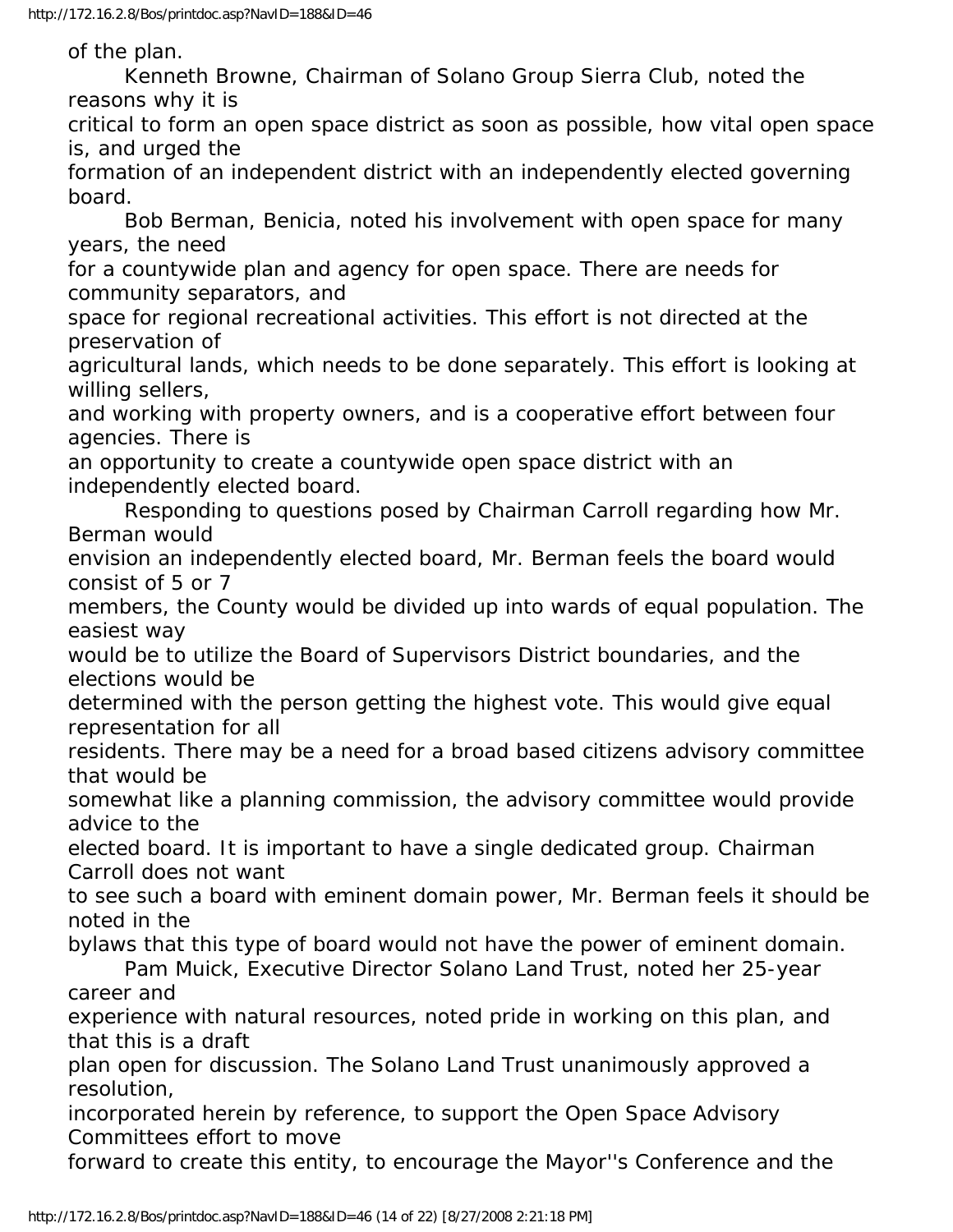of the plan.

Kenneth Browne, Chairman of Solano Group Sierra Club, noted the reasons why it is critical to form an open space district as soon as possible, how vital open space is, and urged the formation of an independent district with an independently elected governing board.

Bob Berman, Benicia, noted his involvement with open space for many years, the need for a countywide plan and agency for open space. There are needs for community separators, and space for regional recreational activities. This effort is not directed at the preservation of agricultural lands, which needs to be done separately. This effort is looking at willing sellers, and working with property owners, and is a cooperative effort between four agencies. There is an opportunity to create a countywide open space district with an independently elected board.

Responding to questions posed by Chairman Carroll regarding how Mr. Berman would envision an independently elected board, Mr. Berman feels the board would consist of 5 or 7 members, the County would be divided up into wards of equal population. The easiest way would be to utilize the Board of Supervisors District boundaries, and the elections would be determined with the person getting the highest vote. This would give equal representation for all residents. There may be a need for a broad based citizens advisory committee that would be somewhat like a planning commission, the advisory committee would provide advice to the elected board. It is important to have a single dedicated group. Chairman Carroll does not want to see such a board with eminent domain power, Mr. Berman feels it should be noted in the bylaws that this type of board would not have the power of eminent domain.

Pam Muick, Executive Director Solano Land Trust, noted her 25-year career and experience with natural resources, noted pride in working on this plan, and that this is a draft plan open for discussion. The Solano Land Trust unanimously approved a resolution, incorporated herein by reference, to support the Open Space Advisory Committees effort to move forward to create this entity, to encourage the Mayor''s Conference and the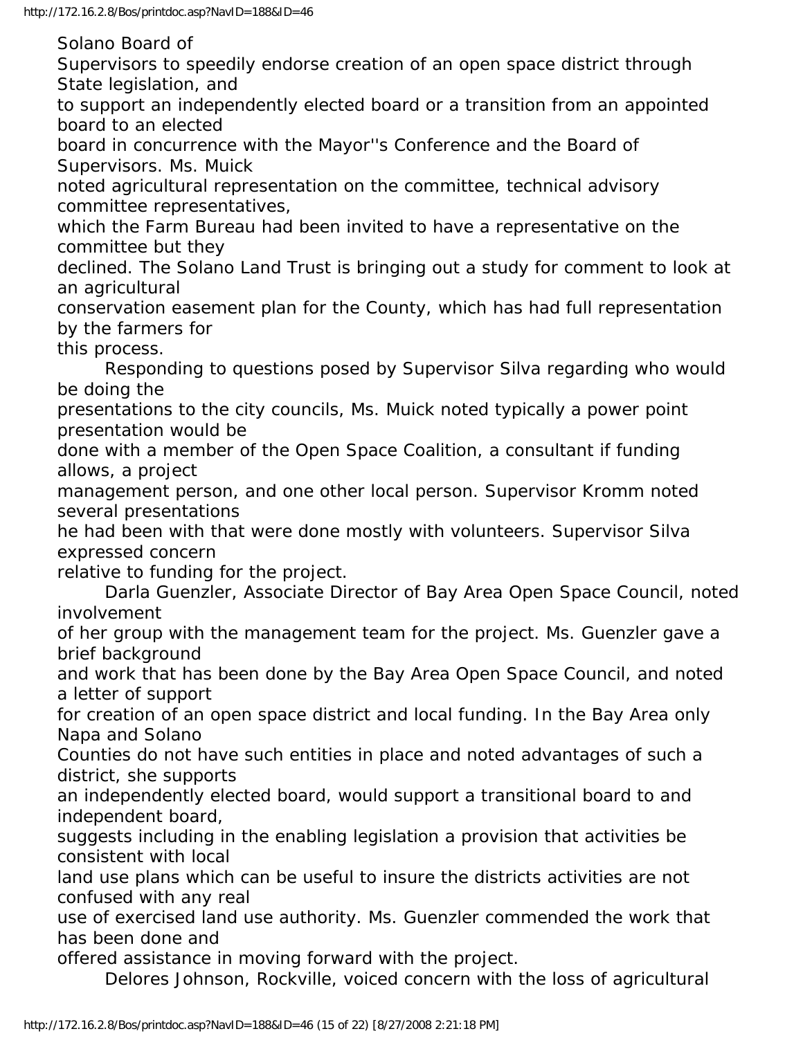Solano Board of Supervisors to speedily endorse creation of an open space district through State legislation, and to support an independently elected board or a transition from an appointed board to an elected board in concurrence with the Mayor''s Conference and the Board of Supervisors. Ms. Muick noted agricultural representation on the committee, technical advisory committee representatives, which the Farm Bureau had been invited to have a representative on the committee but they declined. The Solano Land Trust is bringing out a study for comment to look at an agricultural conservation easement plan for the County, which has had full representation by the farmers for this process.

Responding to questions posed by Supervisor Silva regarding who would be doing the presentations to the city councils, Ms. Muick noted typically a power point presentation would be done with a member of the Open Space Coalition, a consultant if funding allows, a project management person, and one other local person. Supervisor Kromm noted several presentations he had been with that were done mostly with volunteers. Supervisor Silva expressed concern relative to funding for the project.

Darla Guenzler, Associate Director of Bay Area Open Space Council, noted involvement of her group with the management team for the project. Ms. Guenzler gave a brief background and work that has been done by the Bay Area Open Space Council, and noted a letter of support for creation of an open space district and local funding. In the Bay Area only Napa and Solano Counties do not have such entities in place and noted advantages of such a district, she supports an independently elected board, would support a transitional board to and independent board, suggests including in the enabling legislation a provision that activities be consistent with local land use plans which can be useful to insure the districts activities are not confused with any real use of exercised land use authority. Ms. Guenzler commended the work that has been done and offered assistance in moving forward with the project.

Delores Johnson, Rockville, voiced concern with the loss of agricultural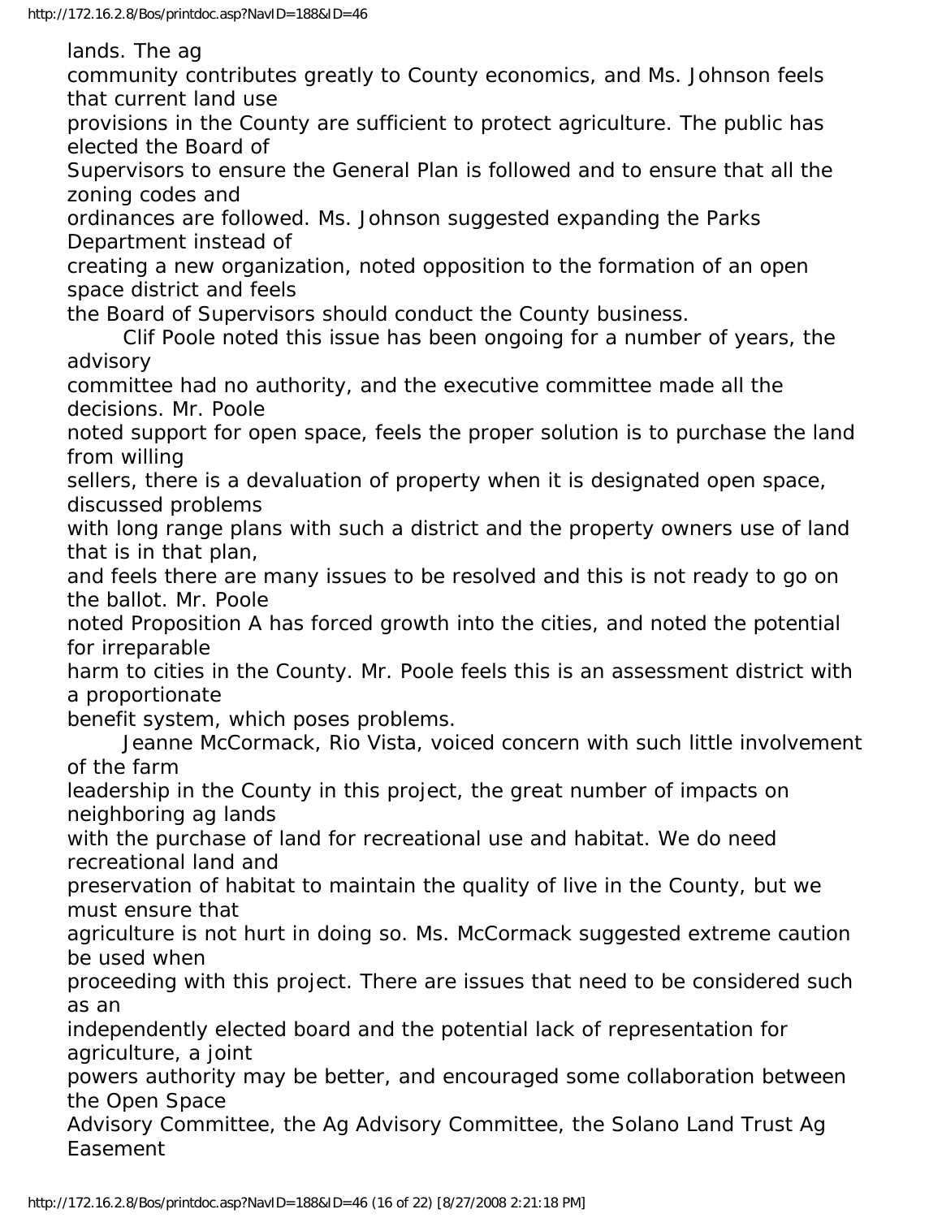lands. The ag community contributes greatly to County economics, and Ms. Johnson feels that current land use provisions in the County are sufficient to protect agriculture. The public has elected the Board of Supervisors to ensure the General Plan is followed and to ensure that all the zoning codes and ordinances are followed. Ms. Johnson suggested expanding the Parks Department instead of creating a new organization, noted opposition to the formation of an open space district and feels the Board of Supervisors should conduct the County business.

Clif Poole noted this issue has been ongoing for a number of years, the advisory committee had no authority, and the executive committee made all the decisions. Mr. Poole noted support for open space, feels the proper solution is to purchase the land from willing sellers, there is a devaluation of property when it is designated open space, discussed problems with long range plans with such a district and the property owners use of land that is in that plan, and feels there are many issues to be resolved and this is not ready to go on the ballot. Mr. Poole noted Proposition A has forced growth into the cities, and noted the potential for irreparable harm to cities in the County. Mr. Poole feels this is an assessment district with a proportionate benefit system, which poses problems.

Jeanne McCormack, Rio Vista, voiced concern with such little involvement of the farm leadership in the County in this project, the great number of impacts on neighboring ag lands with the purchase of land for recreational use and habitat. We do need recreational land and preservation of habitat to maintain the quality of live in the County, but we must ensure that agriculture is not hurt in doing so. Ms. McCormack suggested extreme caution be used when proceeding with this project. There are issues that need to be considered such as an independently elected board and the potential lack of representation for agriculture, a joint powers authority may be better, and encouraged some collaboration between the Open Space Advisory Committee, the Ag Advisory Committee, the Solano Land Trust Ag Easement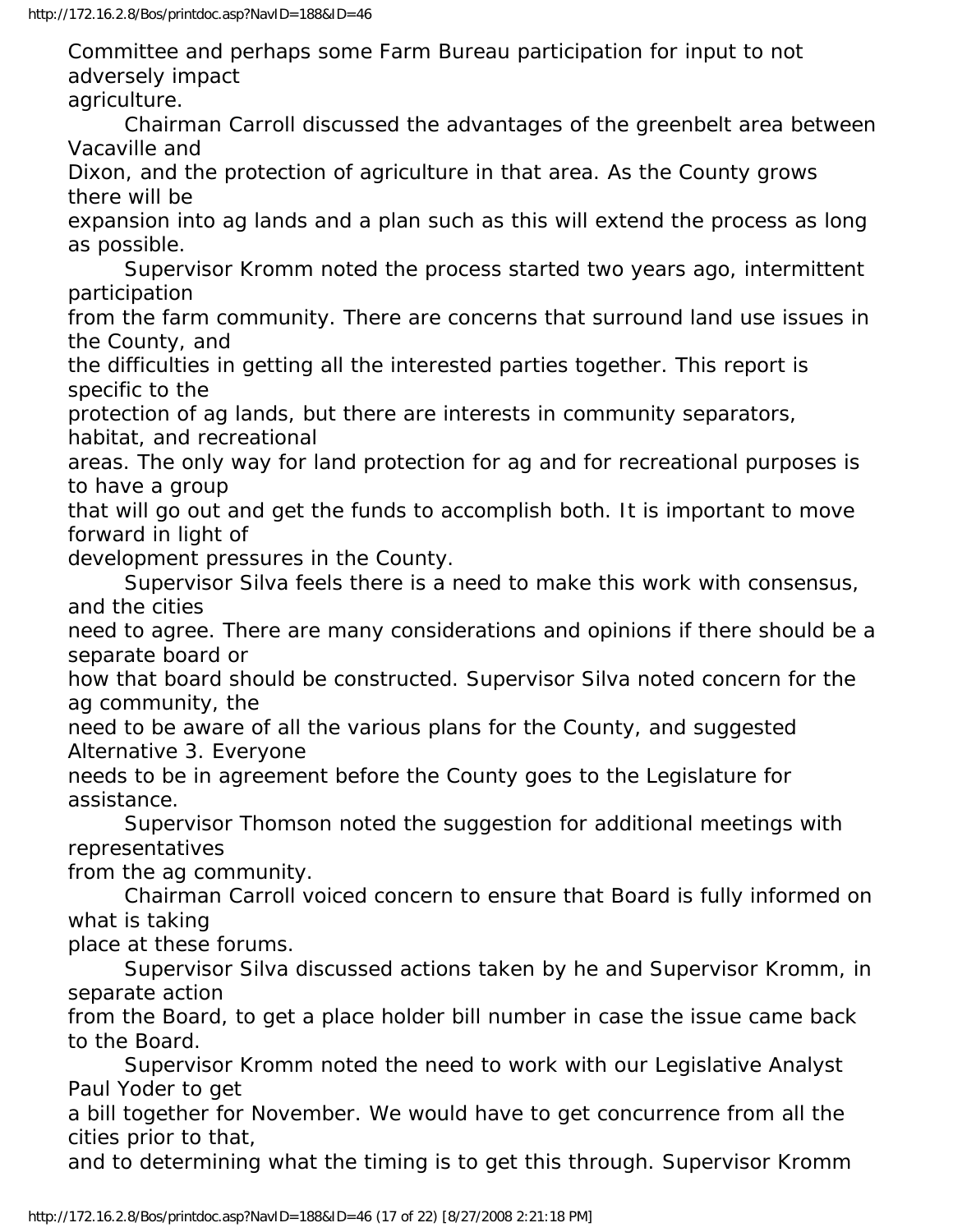Committee and perhaps some Farm Bureau participation for input to not adversely impact agriculture.

Chairman Carroll discussed the advantages of the greenbelt area between Vacaville and Dixon, and the protection of agriculture in that area. As the County grows there will be expansion into ag lands and a plan such as this will extend the process as long as possible.

Supervisor Kromm noted the process started two years ago, intermittent participation from the farm community. There are concerns that surround land use issues in the County, and the difficulties in getting all the interested parties together. This report is specific to the protection of ag lands, but there are interests in community separators, habitat, and recreational areas. The only way for land protection for ag and for recreational purposes is to have a group that will go out and get the funds to accomplish both. It is important to move forward in light of development pressures in the County.

Supervisor Silva feels there is a need to make this work with consensus, and the cities need to agree. There are many considerations and opinions if there should be a separate board or how that board should be constructed. Supervisor Silva noted concern for the ag community, the need to be aware of all the various plans for the County, and suggested Alternative 3. Everyone needs to be in agreement before the County goes to the Legislature for assistance.

Supervisor Thomson noted the suggestion for additional meetings with representatives from the ag community.

Chairman Carroll voiced concern to ensure that Board is fully informed on what is taking place at these forums.

Supervisor Silva discussed actions taken by he and Supervisor Kromm, in separate action from the Board, to get a place holder bill number in case the issue came back to the Board.

Supervisor Kromm noted the need to work with our Legislative Analyst Paul Yoder to get a bill together for November. We would have to get concurrence from all the cities prior to that, and to determining what the timing is to get this through. Supervisor Kromm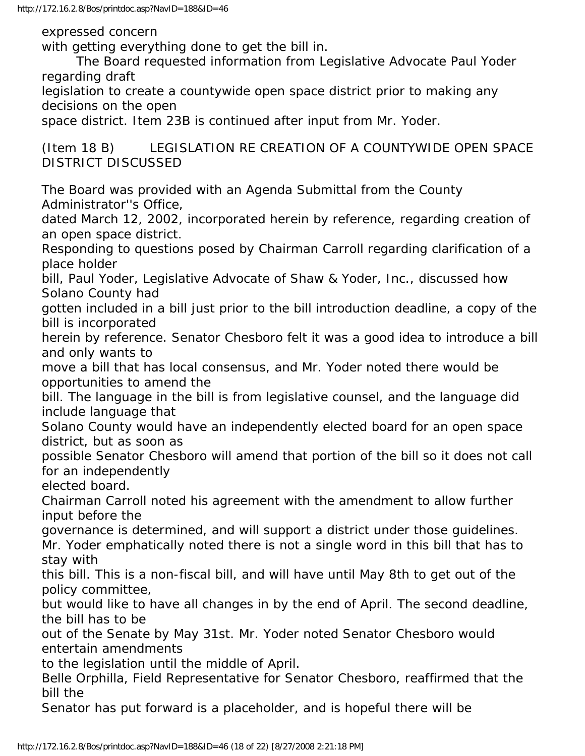expressed concern with getting everything done to get the bill in.

The Board requested information from Legislative Advocate Paul Yoder regarding draft legislation to create a countywide open space district prior to making any decisions on the open space district. Item 23B is continued after input from Mr. Yoder.

(Item 18 B) LEGISLATION RE CREATION OF A COUNTYWIDE OPEN SPACE DISTRICT DISCUSSED

The Board was provided with an Agenda Submittal from the County Administrator''s Office, dated March 12, 2002, incorporated herein by reference, regarding creation of an open space district.

Responding to questions posed by Chairman Carroll regarding clarification of a place holder bill, Paul Yoder, Legislative Advocate of Shaw & Yoder, Inc., discussed how Solano County had gotten included in a bill just prior to the bill introduction deadline, a copy of the bill is incorporated herein by reference. Senator Chesboro felt it was a good idea to introduce a bill and only wants to move a bill that has local consensus, and Mr. Yoder noted there would be opportunities to amend the bill. The language in the bill is from legislative counsel, and the language did include language that Solano County would have an independently elected board for an open space district, but as soon as possible Senator Chesboro will amend that portion of the bill so it does not call for an independently elected board.

Chairman Carroll noted his agreement with the amendment to allow further input before the governance is determined, and will support a district under those guidelines.

Mr. Yoder emphatically noted there is not a single word in this bill that has to stay with this bill. This is a non-fiscal bill, and will have until May 8th to get out of the policy committee, but would like to have all changes in by the end of April. The second deadline, the bill has to be out of the Senate by May 31st. Mr. Yoder noted Senator Chesboro would entertain amendments to the legislation until the middle of April.

Belle Orphilla, Field Representative for Senator Chesboro, reaffirmed that the bill the Senator has put forward is a placeholder, and is hopeful there will be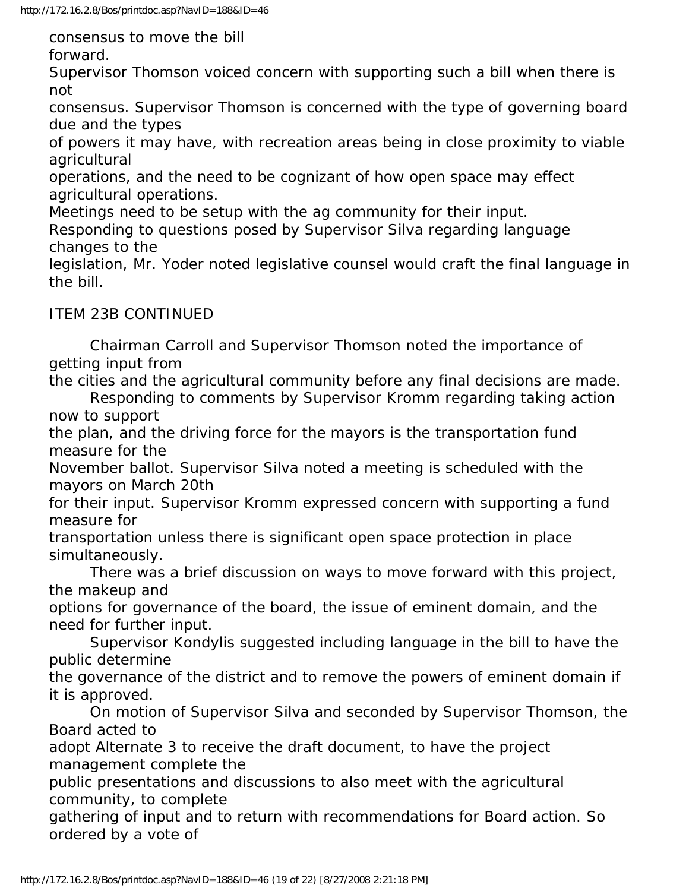consensus to move the bill forward.

Supervisor Thomson voiced concern with supporting such a bill when there is not consensus. Supervisor Thomson is concerned with the type of governing board due and the types of powers it may have, with recreation areas being in close proximity to viable agricultural operations, and the need to be cognizant of how open space may effect agricultural operations.

Meetings need to be setup with the ag community for their input.

Responding to questions posed by Supervisor Silva regarding language changes to the legislation, Mr. Yoder noted legislative counsel would craft the final language in the bill.

ITEM 23B CONTINUED

Chairman Carroll and Supervisor Thomson noted the importance of getting input from the cities and the agricultural community before any final decisions are made.

Responding to comments by Supervisor Kromm regarding taking action now to support the plan, and the driving force for the mayors is the transportation fund measure for the November ballot. Supervisor Silva noted a meeting is scheduled with the mayors on March 20th for their input. Supervisor Kromm expressed concern with supporting a fund measure for transportation unless there is significant open space protection in place simultaneously.

There was a brief discussion on ways to move forward with this project, the makeup and options for governance of the board, the issue of eminent domain, and the need for further input.

Supervisor Kondylis suggested including language in the bill to have the public determine the governance of the district and to remove the powers of eminent domain if it is approved.

On motion of Supervisor Silva and seconded by Supervisor Thomson, the Board acted to adopt Alternate 3 to receive the draft document, to have the project management complete the public presentations and discussions to also meet with the agricultural community, to complete gathering of input and to return with recommendations for Board action. So ordered by a vote of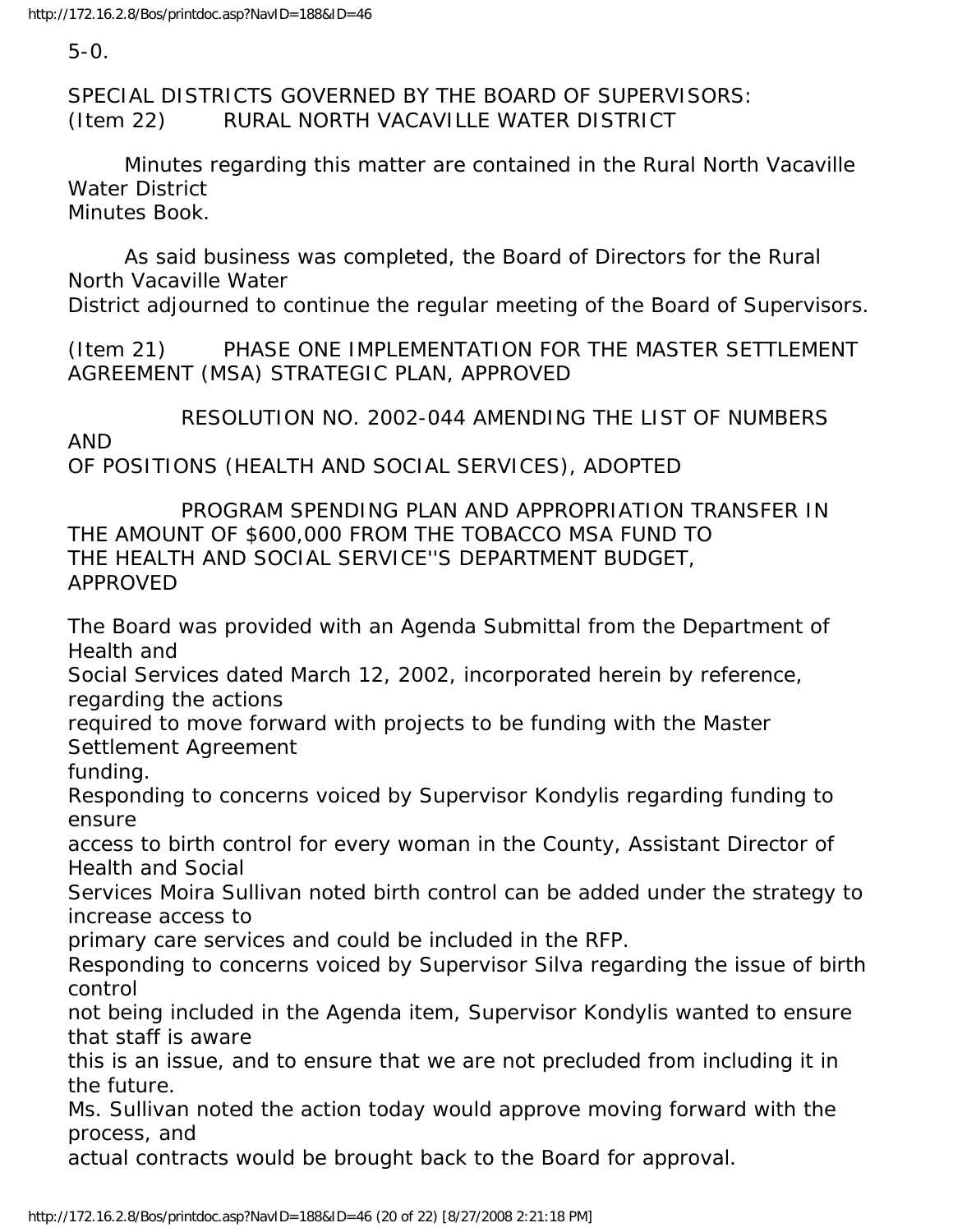5-0.

SPECIAL DISTRICTS GOVERNED BY THE BOARD OF SUPERVISORS:
(Item 22) RURAL NORTH VACAVILLE WATER DISTRICT

Minutes regarding this matter are contained in the Rural North Vacaville Water District Minutes Book.

As said business was completed, the Board of Directors for the Rural North Vacaville Water District adjourned to continue the regular meeting of the Board of Supervisors.

(Item 21) PHASE ONE IMPLEMENTATION FOR THE MASTER SETTLEMENT AGREEMENT (MSA) STRATEGIC PLAN, APPROVED

RESOLUTION NO. 2002-044 AMENDING THE LIST OF NUMBERS AND OF POSITIONS (HEALTH AND SOCIAL SERVICES), ADOPTED

PROGRAM SPENDING PLAN AND APPROPRIATION TRANSFER IN THE AMOUNT OF $600,000 FROM THE TOBACCO MSA FUND TO THE HEALTH AND SOCIAL SERVICE''S DEPARTMENT BUDGET, APPROVED

The Board was provided with an Agenda Submittal from the Department of Health and Social Services dated March 12, 2002, incorporated herein by reference, regarding the actions required to move forward with projects to be funding with the Master Settlement Agreement funding.

Responding to concerns voiced by Supervisor Kondylis regarding funding to ensure access to birth control for every woman in the County, Assistant Director of Health and Social Services Moira Sullivan noted birth control can be added under the strategy to increase access to primary care services and could be included in the RFP.

Responding to concerns voiced by Supervisor Silva regarding the issue of birth control not being included in the Agenda item, Supervisor Kondylis wanted to ensure that staff is aware this is an issue, and to ensure that we are not precluded from including it in the future.

Ms. Sullivan noted the action today would approve moving forward with the process, and actual contracts would be brought back to the Board for approval.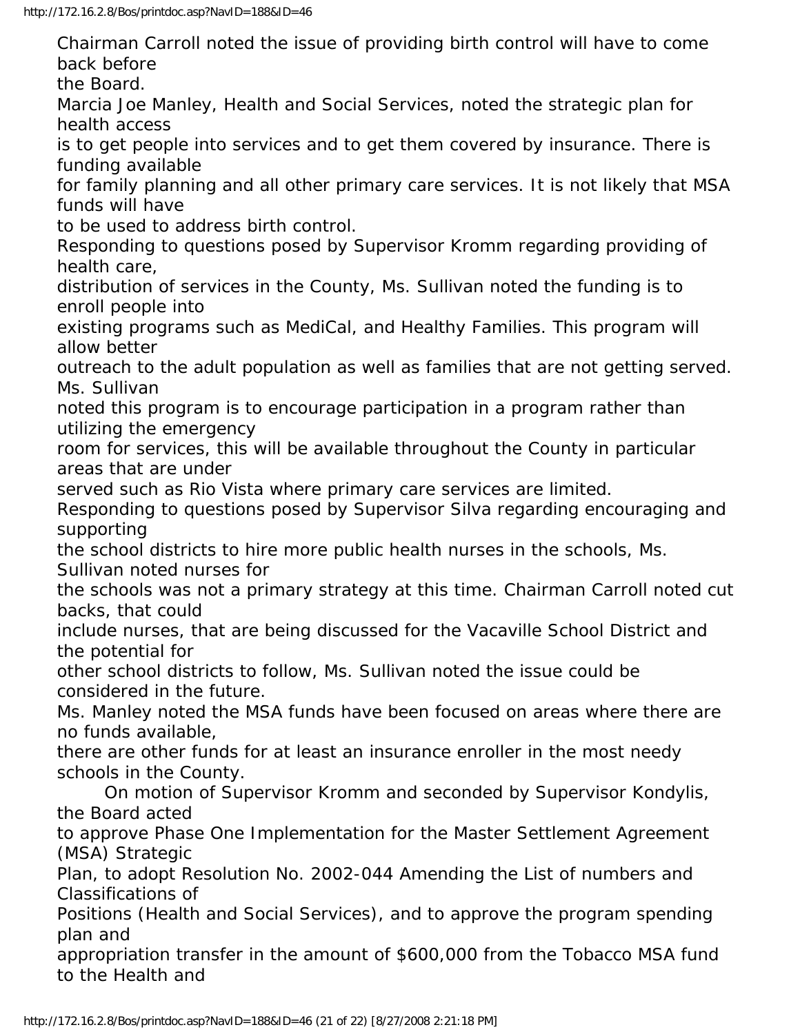Chairman Carroll noted the issue of providing birth control will have to come back before the Board.

Marcia Joe Manley, Health and Social Services, noted the strategic plan for health access is to get people into services and to get them covered by insurance. There is funding available for family planning and all other primary care services. It is not likely that MSA funds will have to be used to address birth control.

Responding to questions posed by Supervisor Kromm regarding providing of health care, distribution of services in the County, Ms. Sullivan noted the funding is to enroll people into existing programs such as MediCal, and Healthy Families. This program will allow better outreach to the adult population as well as families that are not getting served. Ms. Sullivan noted this program is to encourage participation in a program rather than utilizing the emergency room for services, this will be available throughout the County in particular areas that are under served such as Rio Vista where primary care services are limited.

Responding to questions posed by Supervisor Silva regarding encouraging and supporting the school districts to hire more public health nurses in the schools, Ms. Sullivan noted nurses for the schools was not a primary strategy at this time. Chairman Carroll noted cut backs, that could include nurses, that are being discussed for the Vacaville School District and the potential for other school districts to follow, Ms. Sullivan noted the issue could be considered in the future.

Ms. Manley noted the MSA funds have been focused on areas where there are no funds available, there are other funds for at least an insurance enroller in the most needy schools in the County.

On motion of Supervisor Kromm and seconded by Supervisor Kondylis, the Board acted to approve Phase One Implementation for the Master Settlement Agreement (MSA) Strategic Plan, to adopt Resolution No. 2002-044 Amending the List of numbers and Classifications of Positions (Health and Social Services), and to approve the program spending plan and appropriation transfer in the amount of $600,000 from the Tobacco MSA fund to the Health and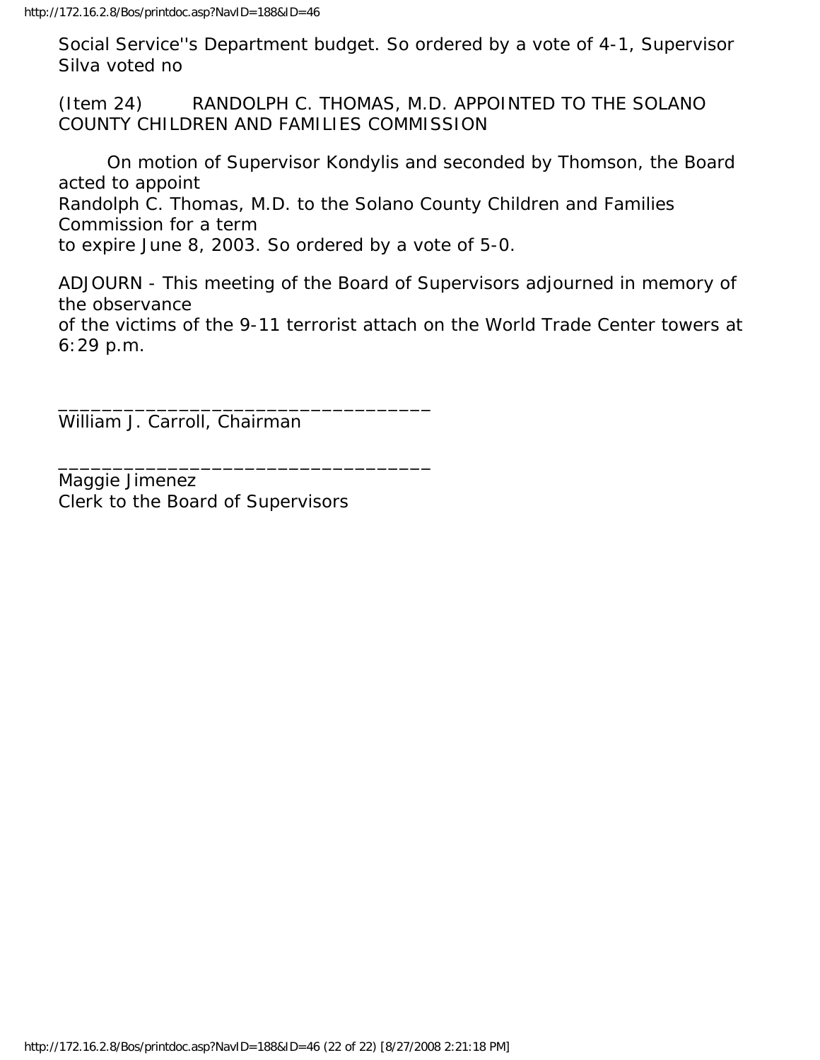Social Service''s Department budget. So ordered by a vote of 4-1, Supervisor Silva voted no

(Item 24) RANDOLPH C. THOMAS, M.D. APPOINTED TO THE SOLANO COUNTY CHILDREN AND FAMILIES COMMISSION

On motion of Supervisor Kondylis and seconded by Thomson, the Board acted to appoint
Randolph C. Thomas, M.D. to the Solano County Children and Families Commission for a term
to expire June 8, 2003. So ordered by a vote of 5-0.

ADJOURN - This meeting of the Board of Supervisors adjourned in memory of the observance
of the victims of the 9-11 terrorist attach on the World Trade Center towers at 6:29 p.m.

\_\_\_\_\_\_\_\_\_\_\_\_\_\_\_\_\_\_\_\_\_\_\_\_\_\_\_\_\_\_\_\_\_\_
William J. Carroll, Chairman

\_\_\_\_\_\_\_\_\_\_\_\_\_\_\_\_\_\_\_\_\_\_\_\_\_\_\_\_\_\_\_\_\_\_
Maggie Jimenez
Clerk to the Board of Supervisors